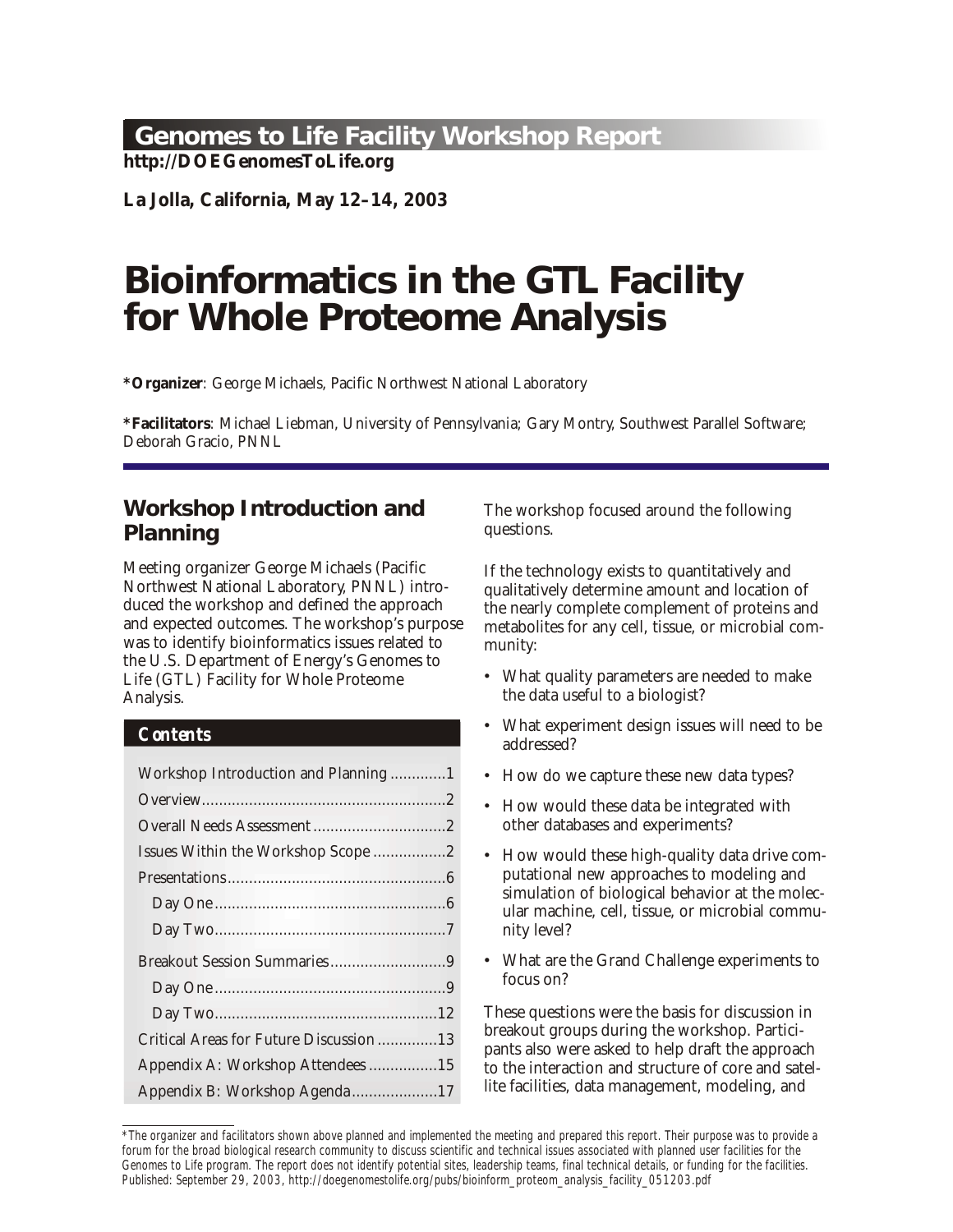## Genomes to Life Facility Workshop Report

**http://DOEGenomesToLife.org**

**La Jolla, California, May 12–14, 2003**

# Bioinformatics in the GTL Facility for Whole Proteome Analysis

***Organizer**: George Michaels, Pacific Northwest National Laboratory

***Facilitators**: Michael Liebman, University of Pennsylvania; Gary Montry, Southwest Parallel Software; Deborah Gracio, PNNL

## Workshop Introduction and Planning

Meeting organizer George Michaels (Pacific Northwest National Laboratory, PNNL) introduced the workshop and defined the approach and expected outcomes. The workshop's purpose was to identify bioinformatics issues related to the U.S. Department of Energy's Genomes to Life (GTL) Facility for Whole Proteome Analysis.

### Contents

- Workshop Introduction and Planning .............1
- Overview.........................................................2
- Overall Needs Assessment ...............................2
- Issues Within the Workshop Scope .................2
- Presentations...................................................6
  - Day One......................................................6
  - Day Two......................................................7
- Breakout Session Summaries...........................9
  - Day One......................................................9
  - Day Two....................................................12
- Critical Areas for Future Discussion ..............13
- Appendix A: Workshop Attendees ................15
- Appendix B: Workshop Agenda....................17

The workshop focused around the following questions.

If the technology exists to quantitatively and qualitatively determine amount and location of the nearly complete complement of proteins and metabolites for any cell, tissue, or microbial community:

- What quality parameters are needed to make the data useful to a biologist?
- What experiment design issues will need to be addressed?
- How do we capture these new data types?
- How would these data be integrated with other databases and experiments?
- How would these high-quality data drive computational new approaches to modeling and simulation of biological behavior at the molecular machine, cell, tissue, or microbial community level?
- What are the Grand Challenge experiments to focus on?

These questions were the basis for discussion in breakout groups during the workshop. Participants also were asked to help draft the approach to the interaction and structure of core and satellite facilities, data management, modeling, and

*The organizer and facilitators shown above planned and implemented the meeting and prepared this report. Their purpose was to provide a forum for the broad biological research community to discuss scientific and technical issues associated with planned user facilities for the Genomes to Life program. The report does not identify potential sites, leadership teams, final technical details, or funding for the facilities. Published: September 29, 2003, http://doegenomestolife.org/pubs/bioinform_proteom_analysis_facility_051203.pdf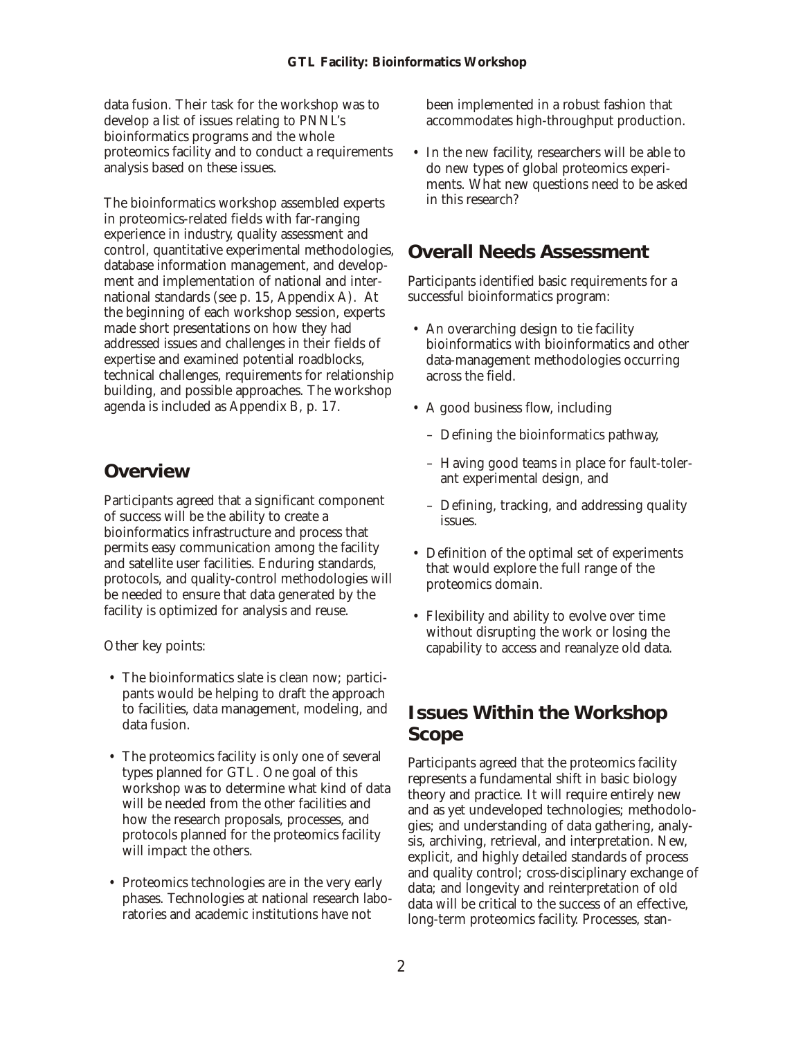data fusion. Their task for the workshop was to develop a list of issues relating to PNNL's bioinformatics programs and the whole proteomics facility and to conduct a requirements analysis based on these issues.

The bioinformatics workshop assembled experts in proteomics-related fields with far-ranging experience in industry, quality assessment and control, quantitative experimental methodologies, database information management, and development and implementation of national and international standards (see p. 15, Appendix A). At the beginning of each workshop session, experts made short presentations on how they had addressed issues and challenges in their fields of expertise and examined potential roadblocks, technical challenges, requirements for relationship building, and possible approaches. The workshop agenda is included as Appendix B, p. 17.

## Overview

Participants agreed that a significant component of success will be the ability to create a bioinformatics infrastructure and process that permits easy communication among the facility and satellite user facilities. Enduring standards, protocols, and quality-control methodologies will be needed to ensure that data generated by the facility is optimized for analysis and reuse.

Other key points:

- The bioinformatics slate is clean now; participants would be helping to draft the approach to facilities, data management, modeling, and data fusion.
- The proteomics facility is only one of several types planned for GTL. One goal of this workshop was to determine what kind of data will be needed from the other facilities and how the research proposals, processes, and protocols planned for the proteomics facility will impact the others.
- Proteomics technologies are in the very early phases. Technologies at national research laboratories and academic institutions have not been implemented in a robust fashion that accommodates high-throughput production.
- In the new facility, researchers will be able to do new types of global proteomics experiments. What new questions need to be asked in this research?

## Overall Needs Assessment

Participants identified basic requirements for a successful bioinformatics program:

- An overarching design to tie facility bioinformatics with bioinformatics and other data-management methodologies occurring across the field.
- A good business flow, including
  - Defining the bioinformatics pathway,
  - Having good teams in place for fault-tolerant experimental design, and
  - Defining, tracking, and addressing quality issues.
- Definition of the optimal set of experiments that would explore the full range of the proteomics domain.
- Flexibility and ability to evolve over time without disrupting the work or losing the capability to access and reanalyze old data.

## Issues Within the Workshop Scope

Participants agreed that the proteomics facility represents a fundamental shift in basic biology theory and practice. It will require entirely new and as yet undeveloped technologies; methodologies; and understanding of data gathering, analysis, archiving, retrieval, and interpretation. New, explicit, and highly detailed standards of process and quality control; cross-disciplinary exchange of data; and longevity and reinterpretation of old data will be critical to the success of an effective, long-term proteomics facility. Processes, stan-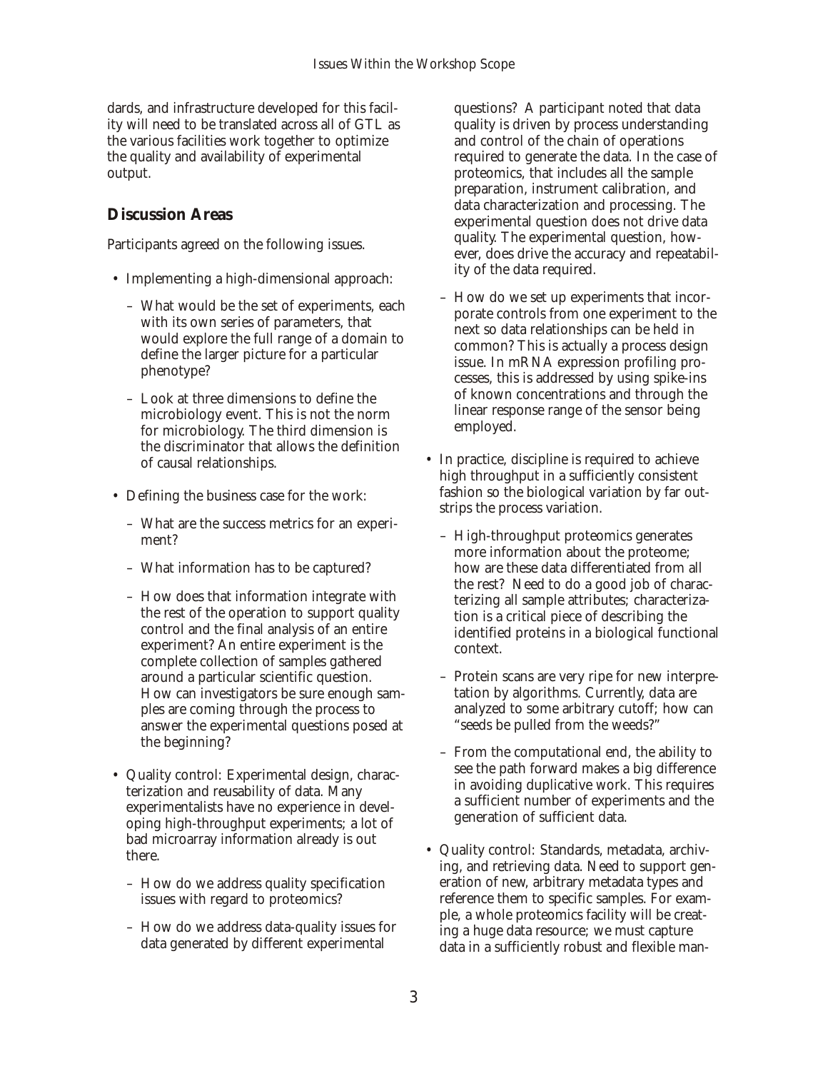dards, and infrastructure developed for this facility will need to be translated across all of GTL as the various facilities work together to optimize the quality and availability of experimental output.

## Discussion Areas

Participants agreed on the following issues.

- Implementing a high-dimensional approach:
  - What would be the set of experiments, each with its own series of parameters, that would explore the full range of a domain to define the larger picture for a particular phenotype?
  - Look at three dimensions to define the microbiology event. This is not the norm for microbiology. The third dimension is the discriminator that allows the definition of causal relationships.
- Defining the business case for the work:
  - What are the success metrics for an experiment?
  - What information has to be captured?
  - How does that information integrate with the rest of the operation to support quality control and the final analysis of an entire experiment? An entire experiment is the complete collection of samples gathered around a particular scientific question. How can investigators be sure enough samples are coming through the process to answer the experimental questions posed at the beginning?
- Quality control: Experimental design, characterization and reusability of data. Many experimentalists have no experience in developing high-throughput experiments; a lot of bad microarray information already is out there.
  - How do we address quality specification issues with regard to proteomics?
  - How do we address data-quality issues for data generated by different experimental questions? A participant noted that data quality is driven by process understanding and control of the chain of operations required to generate the data. In the case of proteomics, that includes all the sample preparation, instrument calibration, and data characterization and processing. The experimental question does not drive data quality. The experimental question, however, does drive the accuracy and repeatability of the data required.
  - How do we set up experiments that incorporate controls from one experiment to the next so data relationships can be held in common? This is actually a process design issue. In mRNA expression profiling processes, this is addressed by using spike-ins of known concentrations and through the linear response range of the sensor being employed.
- In practice, discipline is required to achieve high throughput in a sufficiently consistent fashion so the biological variation by far outstrips the process variation.
  - High-throughput proteomics generates more information about the proteome; how are these data differentiated from all the rest? Need to do a good job of characterizing all sample attributes; characterization is a critical piece of describing the identified proteins in a biological functional context.
  - Protein scans are very ripe for new interpretation by algorithms. Currently, data are analyzed to some arbitrary cutoff; how can "seeds be pulled from the weeds?"
  - From the computational end, the ability to see the path forward makes a big difference in avoiding duplicative work. This requires a sufficient number of experiments and the generation of sufficient data.
- Quality control: Standards, metadata, archiving, and retrieving data. Need to support generation of new, arbitrary metadata types and reference them to specific samples. For example, a whole proteomics facility will be creating a huge data resource; we must capture data in a sufficiently robust and flexible man-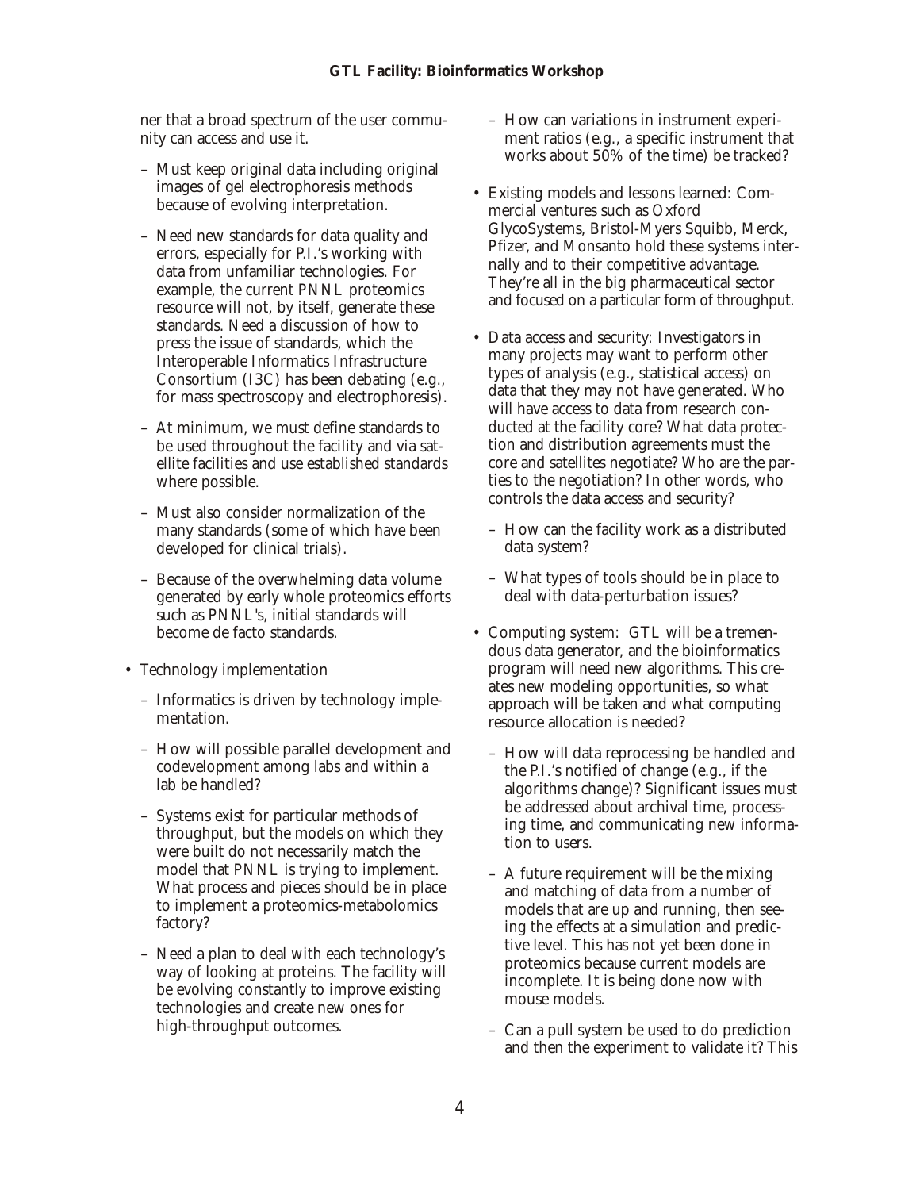ner that a broad spectrum of the user community can access and use it.

  - Must keep original data including original images of gel electrophoresis methods because of evolving interpretation.
  - Need new standards for data quality and errors, especially for P.I.'s working with data from unfamiliar technologies. For example, the current PNNL proteomics resource will not, by itself, generate these standards. Need a discussion of how to press the issue of standards, which the Interoperable Informatics Infrastructure Consortium (I3C) has been debating (e.g., for mass spectroscopy and electrophoresis).
  - At minimum, we must define standards to be used throughout the facility and via satellite facilities and use established standards where possible.
  - Must also consider normalization of the many standards (some of which have been developed for clinical trials).
  - Because of the overwhelming data volume generated by early whole proteomics efforts such as PNNL's, initial standards will become de facto standards.

- Technology implementation
  - Informatics is driven by technology implementation.
  - How will possible parallel development and codevelopment among labs and within a lab be handled?
  - Systems exist for particular methods of throughput, but the models on which they were built do not necessarily match the model that PNNL is trying to implement. What process and pieces should be in place to implement a proteomics-metabolomics factory?
  - Need a plan to deal with each technology's way of looking at proteins. The facility will be evolving constantly to improve existing technologies and create new ones for high-throughput outcomes.
  - How can variations in instrument experiment ratios (e.g., a specific instrument that works about 50% of the time) be tracked?

- Existing models and lessons learned: Commercial ventures such as Oxford GlycoSystems, Bristol-Myers Squibb, Merck, Pfizer, and Monsanto hold these systems internally and to their competitive advantage. They're all in the big pharmaceutical sector and focused on a particular form of throughput.

- Data access and security: Investigators in many projects may want to perform other types of analysis (e.g., statistical access) on data that they may not have generated. Who will have access to data from research conducted at the facility core? What data protection and distribution agreements must the core and satellites negotiate? Who are the parties to the negotiation? In other words, who controls the data access and security?
  - How can the facility work as a distributed data system?
  - What types of tools should be in place to deal with data-perturbation issues?

- Computing system: GTL will be a tremendous data generator, and the bioinformatics program will need new algorithms. This creates new modeling opportunities, so what approach will be taken and what computing resource allocation is needed?
  - How will data reprocessing be handled and the P.I.'s notified of change (e.g., if the algorithms change)? Significant issues must be addressed about archival time, processing time, and communicating new information to users.
  - A future requirement will be the mixing and matching of data from a number of models that are up and running, then seeing the effects at a simulation and predictive level. This has not yet been done in proteomics because current models are incomplete. It is being done now with mouse models.
  - Can a pull system be used to do prediction and then the experiment to validate it? This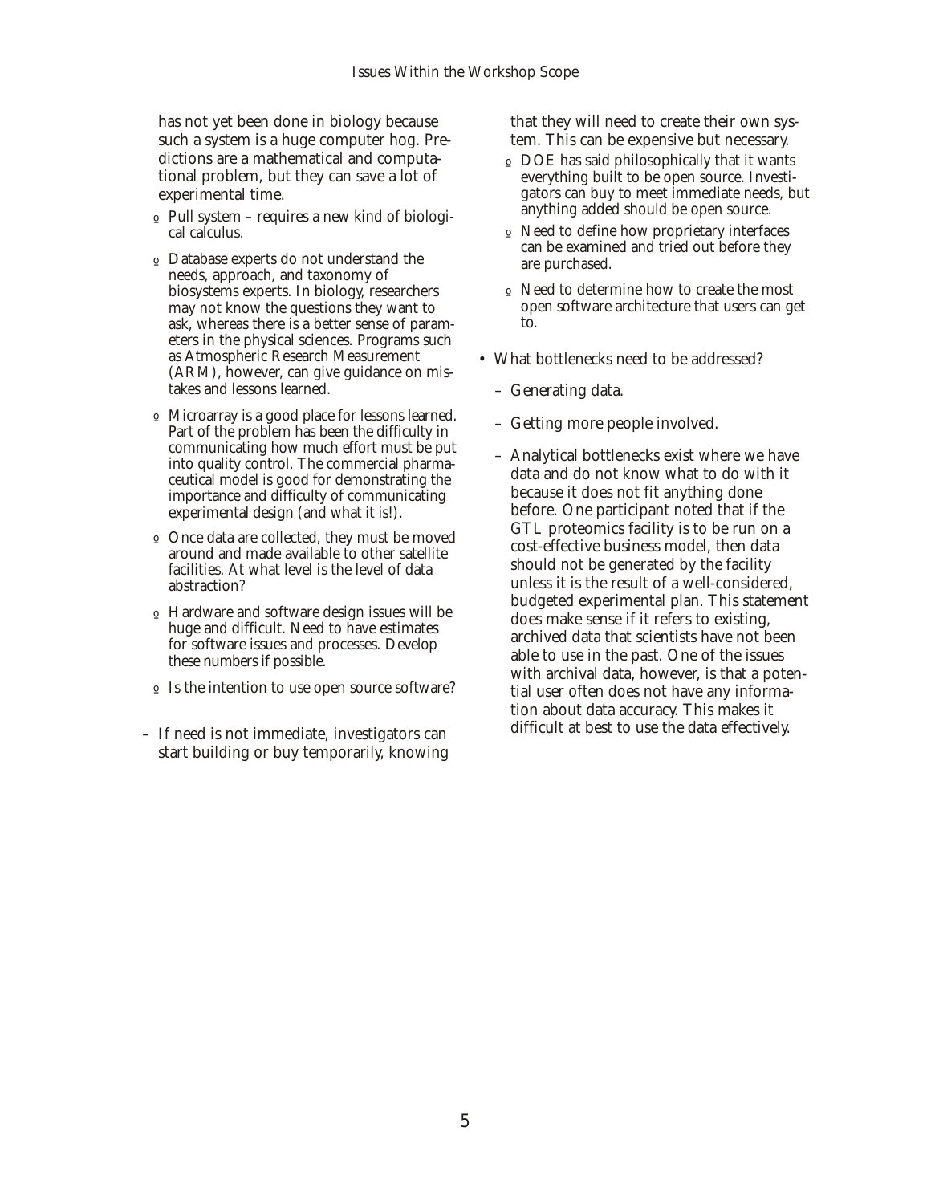has not yet been done in biology because such a system is a huge computer hog. Predictions are a mathematical and computational problem, but they can save a lot of experimental time.

    - Pull system – requires a new kind of biological calculus.
    - Database experts do not understand the needs, approach, and taxonomy of biosystems experts. In biology, researchers may not know the questions they want to ask, whereas there is a better sense of parameters in the physical sciences. Programs such as Atmospheric Research Measurement (ARM), however, can give guidance on mistakes and lessons learned.
    - Microarray is a good place for lessons learned. Part of the problem has been the difficulty in communicating how much effort must be put into quality control. The commercial pharmaceutical model is good for demonstrating the importance and difficulty of communicating experimental design (and what it is!).
    - Once data are collected, they must be moved around and made available to other satellite facilities. At what level is the level of data abstraction?
    - Hardware and software design issues will be huge and difficult. Need to have estimates for software issues and processes. Develop these numbers if possible.
    - Is the intention to use open source software?

  - If need is not immediate, investigators can start building or buy temporarily, knowing that they will need to create their own system. This can be expensive but necessary.
    - DOE has said philosophically that it wants everything built to be open source. Investigators can buy to meet immediate needs, but anything added should be open source.
    - Need to define how proprietary interfaces can be examined and tried out before they are purchased.
    - Need to determine how to create the most open software architecture that users can get to.

- What bottlenecks need to be addressed?
  - Generating data.
  - Getting more people involved.
  - Analytical bottlenecks exist where we have data and do not know what to do with it because it does not fit anything done before. One participant noted that if the GTL proteomics facility is to be run on a cost-effective business model, then data should not be generated by the facility unless it is the result of a well-considered, budgeted experimental plan. This statement does make sense if it refers to existing, archived data that scientists have not been able to use in the past. One of the issues with archival data, however, is that a potential user often does not have any information about data accuracy. This makes it difficult at best to use the data effectively.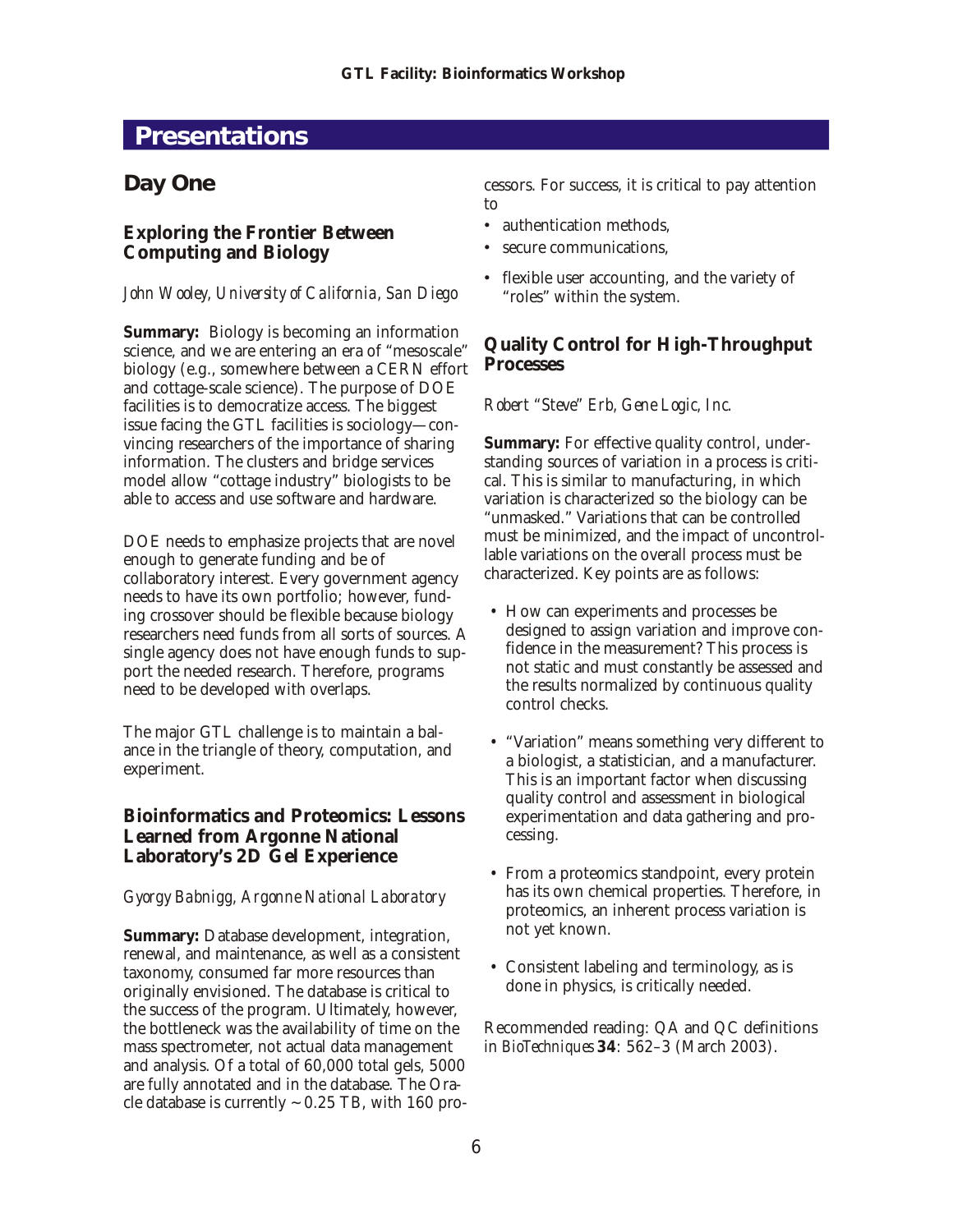# Presentations

## Day One

### Exploring the Frontier Between Computing and Biology

*John Wooley, University of California, San Diego*

**Summary:** Biology is becoming an information science, and we are entering an era of "mesoscale" biology (e.g., somewhere between a CERN effort and cottage-scale science). The purpose of DOE facilities is to democratize access. The biggest issue facing the GTL facilities is sociology—convincing researchers of the importance of sharing information. The clusters and bridge services model allow "cottage industry" biologists to be able to access and use software and hardware.

DOE needs to emphasize projects that are novel enough to generate funding and be of collaboratory interest. Every government agency needs to have its own portfolio; however, funding crossover should be flexible because biology researchers need funds from all sorts of sources. A single agency does not have enough funds to support the needed research. Therefore, programs need to be developed with overlaps.

The major GTL challenge is to maintain a balance in the triangle of theory, computation, and experiment.

### Bioinformatics and Proteomics: Lessons Learned from Argonne National Laboratory's 2D Gel Experience

*Gyorgy Babnigg, Argonne National Laboratory*

**Summary:** Database development, integration, renewal, and maintenance, as well as a consistent taxonomy, consumed far more resources than originally envisioned. The database is critical to the success of the program. Ultimately, however, the bottleneck was the availability of time on the mass spectrometer, not actual data management and analysis. Of a total of 60,000 total gels, 5000 are fully annotated and in the database. The Oracle database is currently ~0.25 TB, with 160 processors. For success, it is critical to pay attention to

- authentication methods,
- secure communications,
- flexible user accounting, and the variety of "roles" within the system.

### Quality Control for High-Throughput Processes

*Robert "Steve" Erb, Gene Logic, Inc.*

**Summary:** For effective quality control, understanding sources of variation in a process is critical. This is similar to manufacturing, in which variation is characterized so the biology can be "unmasked." Variations that can be controlled must be minimized, and the impact of uncontrollable variations on the overall process must be characterized. Key points are as follows:

- How can experiments and processes be designed to assign variation and improve confidence in the measurement? This process is not static and must constantly be assessed and the results normalized by continuous quality control checks.

- "Variation" means something very different to a biologist, a statistician, and a manufacturer. This is an important factor when discussing quality control and assessment in biological experimentation and data gathering and processing.

- From a proteomics standpoint, every protein has its own chemical properties. Therefore, in proteomics, an inherent process variation is not yet known.

- Consistent labeling and terminology, as is done in physics, is critically needed.

Recommended reading: QA and QC definitions in *BioTechniques* **34**: 562–3 (March 2003).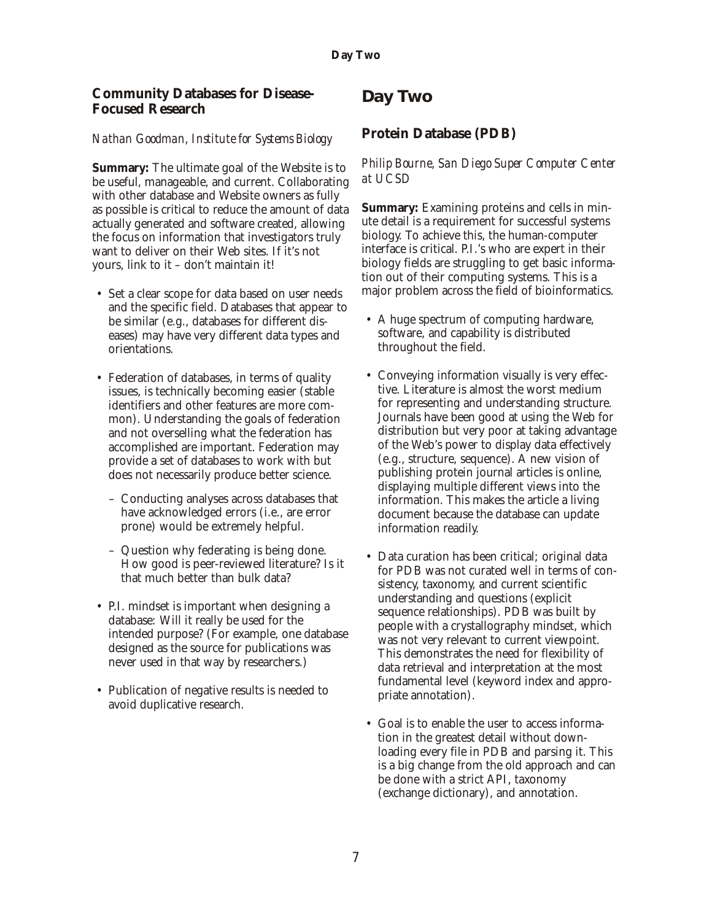## Community Databases for Disease-Focused Research

*Nathan Goodman, Institute for Systems Biology*

**Summary:** The ultimate goal of the Website is to be useful, manageable, and current. Collaborating with other database and Website owners as fully as possible is critical to reduce the amount of data actually generated and software created, allowing the focus on information that investigators truly want to deliver on their Web sites. If it's not yours, link to it – don't maintain it!

- Set a clear scope for data based on user needs and the specific field. Databases that appear to be similar (e.g., databases for different diseases) may have very different data types and orientations.
- Federation of databases, in terms of quality issues, is technically becoming easier (stable identifiers and other features are more common). Understanding the goals of federation and not overselling what the federation has accomplished are important. Federation may provide a set of databases to work with but does not necessarily produce better science.
  - Conducting analyses across databases that have acknowledged errors (i.e., are error prone) would be extremely helpful.
  - Question why federating is being done. How good is peer-reviewed literature? Is it that much better than bulk data?
- P.I. mindset is important when designing a database: Will it really be used for the intended purpose? (For example, one database designed as the source for publications was never used in that way by researchers.)
- Publication of negative results is needed to avoid duplicative research.

# Day Two

## Protein Database (PDB)

*Philip Bourne, San Diego Super Computer Center at UCSD*

**Summary:** Examining proteins and cells in minute detail is a requirement for successful systems biology. To achieve this, the human-computer interface is critical. P.I.'s who are expert in their biology fields are struggling to get basic information out of their computing systems. This is a major problem across the field of bioinformatics.

- A huge spectrum of computing hardware, software, and capability is distributed throughout the field.
- Conveying information visually is very effective. Literature is almost the worst medium for representing and understanding structure. Journals have been good at using the Web for distribution but very poor at taking advantage of the Web's power to display data effectively (e.g., structure, sequence). A new vision of publishing protein journal articles is online, displaying multiple different views into the information. This makes the article a living document because the database can update information readily.
- Data curation has been critical; original data for PDB was not curated well in terms of consistency, taxonomy, and current scientific understanding and questions (explicit sequence relationships). PDB was built by people with a crystallography mindset, which was not very relevant to current viewpoint. This demonstrates the need for flexibility of data retrieval and interpretation at the most fundamental level (keyword index and appropriate annotation).
- Goal is to enable the user to access information in the greatest detail without downloading every file in PDB and parsing it. This is a big change from the old approach and can be done with a strict API, taxonomy (exchange dictionary), and annotation.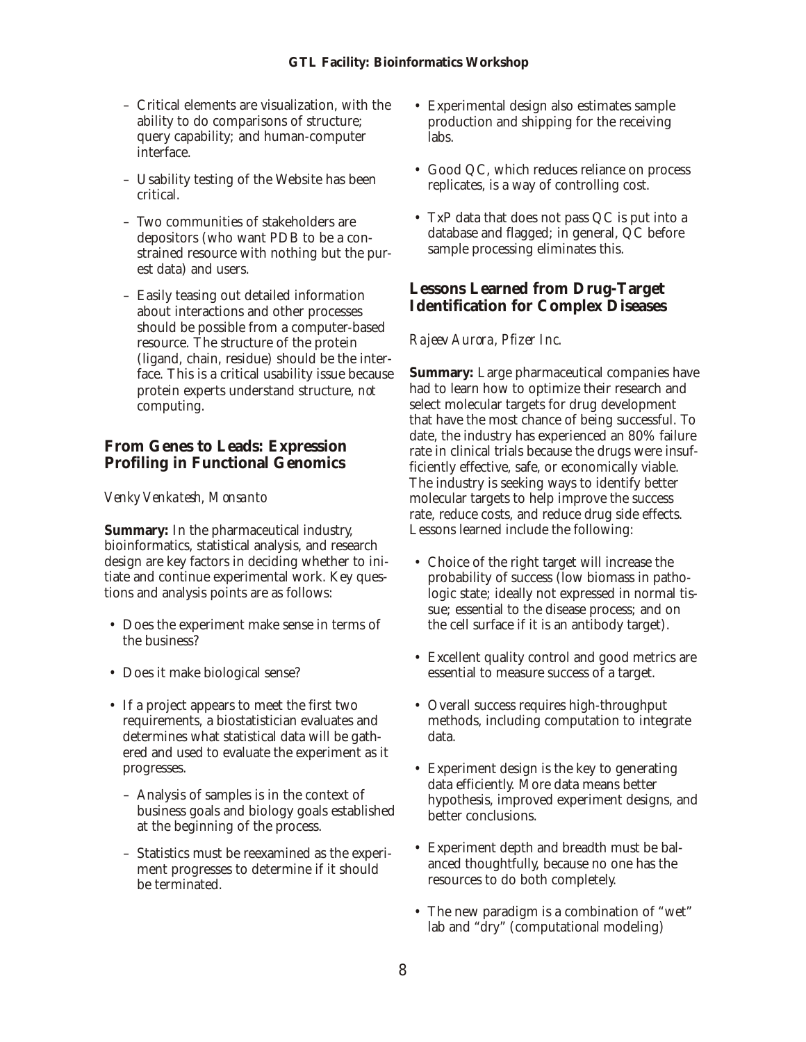- Critical elements are visualization, with the ability to do comparisons of structure; query capability; and human-computer interface.
- Usability testing of the Website has been critical.
- Two communities of stakeholders are depositors (who want PDB to be a constrained resource with nothing but the purest data) and users.
- Easily teasing out detailed information about interactions and other processes should be possible from a computer-based resource. The structure of the protein (ligand, chain, residue) should be the interface. This is a critical usability issue because protein experts understand structure, *not* computing.

## From Genes to Leads: Expression Profiling in Functional Genomics

*Venky Venkatesh, Monsanto*

**Summary:** In the pharmaceutical industry, bioinformatics, statistical analysis, and research design are key factors in deciding whether to initiate and continue experimental work. Key questions and analysis points are as follows:

- Does the experiment make sense in terms of the business?
- Does it make biological sense?
- If a project appears to meet the first two requirements, a biostatistician evaluates and determines what statistical data will be gathered and used to evaluate the experiment as it progresses.
  - Analysis of samples is in the context of business goals and biology goals established at the beginning of the process.
  - Statistics must be reexamined as the experiment progresses to determine if it should be terminated.
- Experimental design also estimates sample production and shipping for the receiving labs.
- Good QC, which reduces reliance on process replicates, is a way of controlling cost.
- TxP data that does not pass QC is put into a database and flagged; in general, QC before sample processing eliminates this.

## Lessons Learned from Drug-Target Identification for Complex Diseases

*Rajeev Aurora, Pfizer Inc.*

**Summary:** Large pharmaceutical companies have had to learn how to optimize their research and select molecular targets for drug development that have the most chance of being successful. To date, the industry has experienced an 80% failure rate in clinical trials because the drugs were insufficiently effective, safe, or economically viable. The industry is seeking ways to identify better molecular targets to help improve the success rate, reduce costs, and reduce drug side effects. Lessons learned include the following:

- Choice of the right target will increase the probability of success (low biomass in pathologic state; ideally not expressed in normal tissue; essential to the disease process; and on the cell surface if it is an antibody target).
- Excellent quality control and good metrics are essential to measure success of a target.
- Overall success requires high-throughput methods, including computation to integrate data.
- Experiment design is the key to generating data efficiently. More data means better hypothesis, improved experiment designs, and better conclusions.
- Experiment depth and breadth must be balanced thoughtfully, because no one has the resources to do both completely.
- The new paradigm is a combination of "wet" lab and "dry" (computational modeling)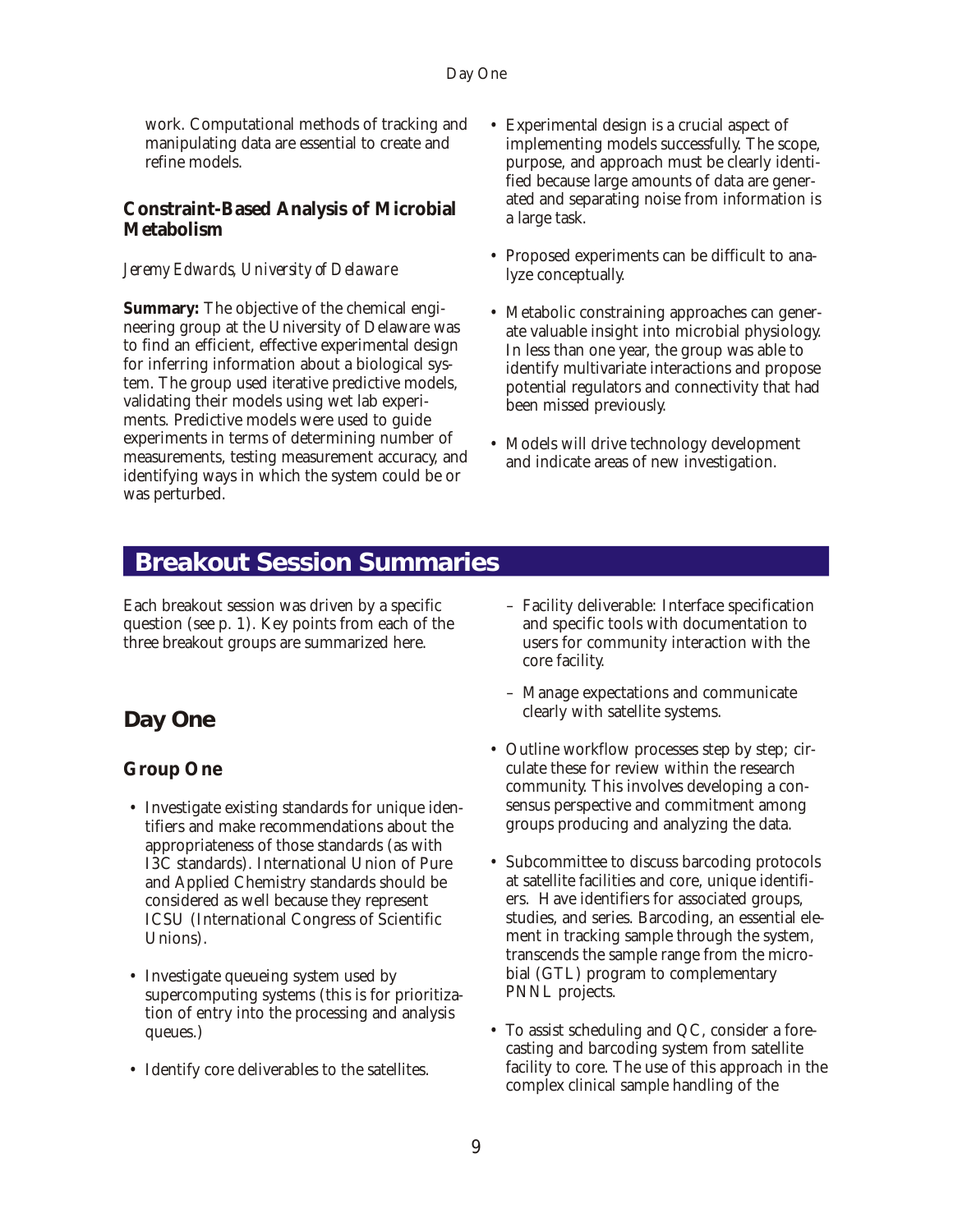work. Computational methods of tracking and manipulating data are essential to create and refine models.

### Constraint-Based Analysis of Microbial Metabolism

*Jeremy Edwards, University of Delaware*

**Summary:** The objective of the chemical engineering group at the University of Delaware was to find an efficient, effective experimental design for inferring information about a biological system. The group used iterative predictive models, validating their models using wet lab experiments. Predictive models were used to guide experiments in terms of determining number of measurements, testing measurement accuracy, and identifying ways in which the system could be or was perturbed.

- Experimental design is a crucial aspect of implementing models successfully. The scope, purpose, and approach must be clearly identified because large amounts of data are generated and separating noise from information is a large task.
- Proposed experiments can be difficult to analyze conceptually.
- Metabolic constraining approaches can generate valuable insight into microbial physiology. In less than one year, the group was able to identify multivariate interactions and propose potential regulators and connectivity that had been missed previously.
- Models will drive technology development and indicate areas of new investigation.

# Breakout Session Summaries

Each breakout session was driven by a specific question (see p. 1). Key points from each of the three breakout groups are summarized here.

## Day One

### Group One

- Investigate existing standards for unique identifiers and make recommendations about the appropriateness of those standards (as with I3C standards). International Union of Pure and Applied Chemistry standards should be considered as well because they represent ICSU (International Congress of Scientific Unions).
- Investigate queueing system used by supercomputing systems (this is for prioritization of entry into the processing and analysis queues.)
- Identify core deliverables to the satellites.
  - Facility deliverable: Interface specification and specific tools with documentation to users for community interaction with the core facility.
  - Manage expectations and communicate clearly with satellite systems.
- Outline workflow processes step by step; circulate these for review within the research community. This involves developing a consensus perspective and commitment among groups producing and analyzing the data.
- Subcommittee to discuss barcoding protocols at satellite facilities and core, unique identifiers. Have identifiers for associated groups, studies, and series. Barcoding, an essential element in tracking sample through the system, transcends the sample range from the microbial (GTL) program to complementary PNNL projects.
- To assist scheduling and QC, consider a forecasting and barcoding system from satellite facility to core. The use of this approach in the complex clinical sample handling of the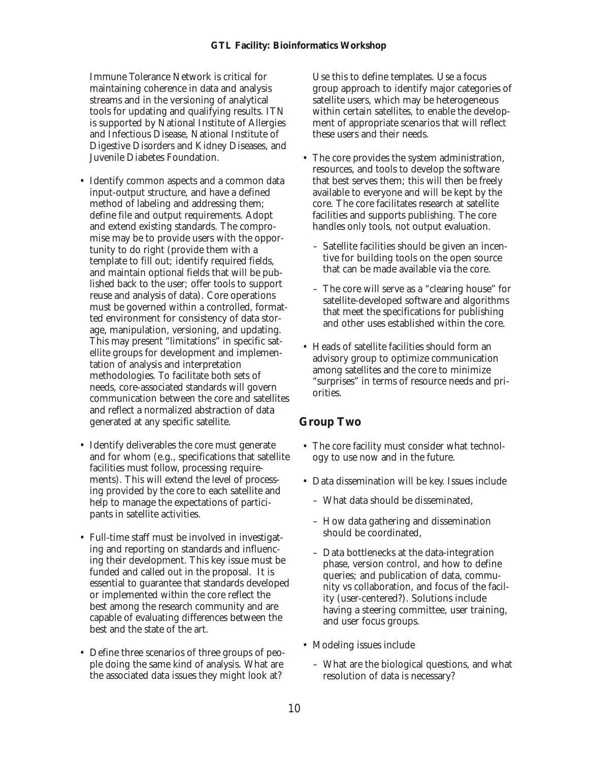Immune Tolerance Network is critical for maintaining coherence in data and analysis streams and in the versioning of analytical tools for updating and qualifying results. ITN is supported by National Institute of Allergies and Infectious Disease, National Institute of Digestive Disorders and Kidney Diseases, and Juvenile Diabetes Foundation.

- Identify common aspects and a common data input-output structure, and have a defined method of labeling and addressing them; define file and output requirements. Adopt and extend existing standards. The compromise may be to provide users with the opportunity to do right (provide them with a template to fill out; identify required fields, and maintain optional fields that will be published back to the user; offer tools to support reuse and analysis of data). Core operations must be governed within a controlled, formatted environment for consistency of data storage, manipulation, versioning, and updating. This may present "limitations" in specific satellite groups for development and implementation of analysis and interpretation methodologies. To facilitate both sets of needs, core-associated standards will govern communication between the core and satellites and reflect a normalized abstraction of data generated at any specific satellite.
- Identify deliverables the core must generate and for whom (e.g., specifications that satellite facilities must follow, processing requirements). This will extend the level of processing provided by the core to each satellite and help to manage the expectations of participants in satellite activities.
- Full-time staff must be involved in investigating and reporting on standards and influencing their development. This key issue must be funded and called out in the proposal. It is essential to guarantee that standards developed or implemented within the core reflect the best among the research community and are capable of evaluating differences between the best and the state of the art.
- Define three scenarios of three groups of people doing the same kind of analysis. What are the associated data issues they might look at? Use this to define templates. Use a focus group approach to identify major categories of satellite users, which may be heterogeneous within certain satellites, to enable the development of appropriate scenarios that will reflect these users and their needs.
- The core provides the system administration, resources, and tools to develop the software that best serves them; this will then be freely available to everyone and will be kept by the core. The core facilitates research at satellite facilities and supports publishing. The core handles only tools, not output evaluation.
  - Satellite facilities should be given an incentive for building tools on the open source that can be made available via the core.
  - The core will serve as a "clearing house" for satellite-developed software and algorithms that meet the specifications for publishing and other uses established within the core.
- Heads of satellite facilities should form an advisory group to optimize communication among satellites and the core to minimize "surprises" in terms of resource needs and priorities.

## Group Two

- The core facility must consider what technology to use now and in the future.
- Data dissemination will be key. Issues include
  - What data should be disseminated,
  - How data gathering and dissemination should be coordinated,
  - Data bottlenecks at the data-integration phase, version control, and how to define queries; and publication of data, community vs collaboration, and focus of the facility (user-centered?). Solutions include having a steering committee, user training, and user focus groups.
- Modeling issues include
  - What are the biological questions, and what resolution of data is necessary?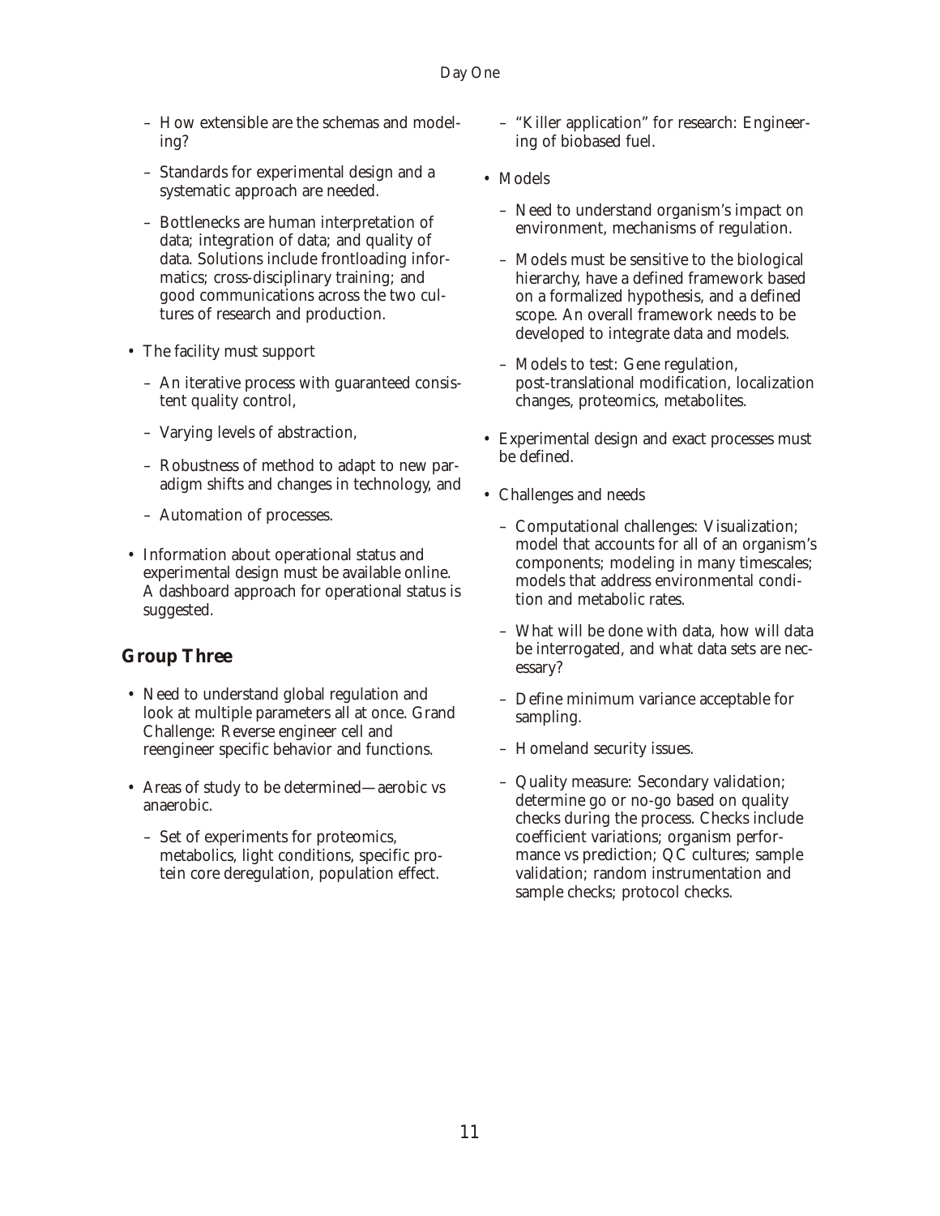- How extensible are the schemas and modeling?
  - Standards for experimental design and a systematic approach are needed.
  - Bottlenecks are human interpretation of data; integration of data; and quality of data. Solutions include frontloading informatics; cross-disciplinary training; and good communications across the two cultures of research and production.
- The facility must support
  - An iterative process with guaranteed consistent quality control,
  - Varying levels of abstraction,
  - Robustness of method to adapt to new paradigm shifts and changes in technology, and
  - Automation of processes.
- Information about operational status and experimental design must be available online. A dashboard approach for operational status is suggested.

## Group Three

- Need to understand global regulation and look at multiple parameters all at once. Grand Challenge: Reverse engineer cell and reengineer specific behavior and functions.
- Areas of study to be determined—aerobic vs anaerobic.
  - Set of experiments for proteomics, metabolics, light conditions, specific protein core deregulation, population effect.
  - "Killer application" for research: Engineering of biobased fuel.
- Models
  - Need to understand organism's impact on environment, mechanisms of regulation.
  - Models must be sensitive to the biological hierarchy, have a defined framework based on a formalized hypothesis, and a defined scope. An overall framework needs to be developed to integrate data and models.
  - Models to test: Gene regulation, post-translational modification, localization changes, proteomics, metabolites.
- Experimental design and exact processes must be defined.
- Challenges and needs
  - Computational challenges: Visualization; model that accounts for all of an organism's components; modeling in many timescales; models that address environmental condition and metabolic rates.
  - What will be done with data, how will data be interrogated, and what data sets are necessary?
  - Define minimum variance acceptable for sampling.
  - Homeland security issues.
  - Quality measure: Secondary validation; determine go or no-go based on quality checks during the process. Checks include coefficient variations; organism performance vs prediction; QC cultures; sample validation; random instrumentation and sample checks; protocol checks.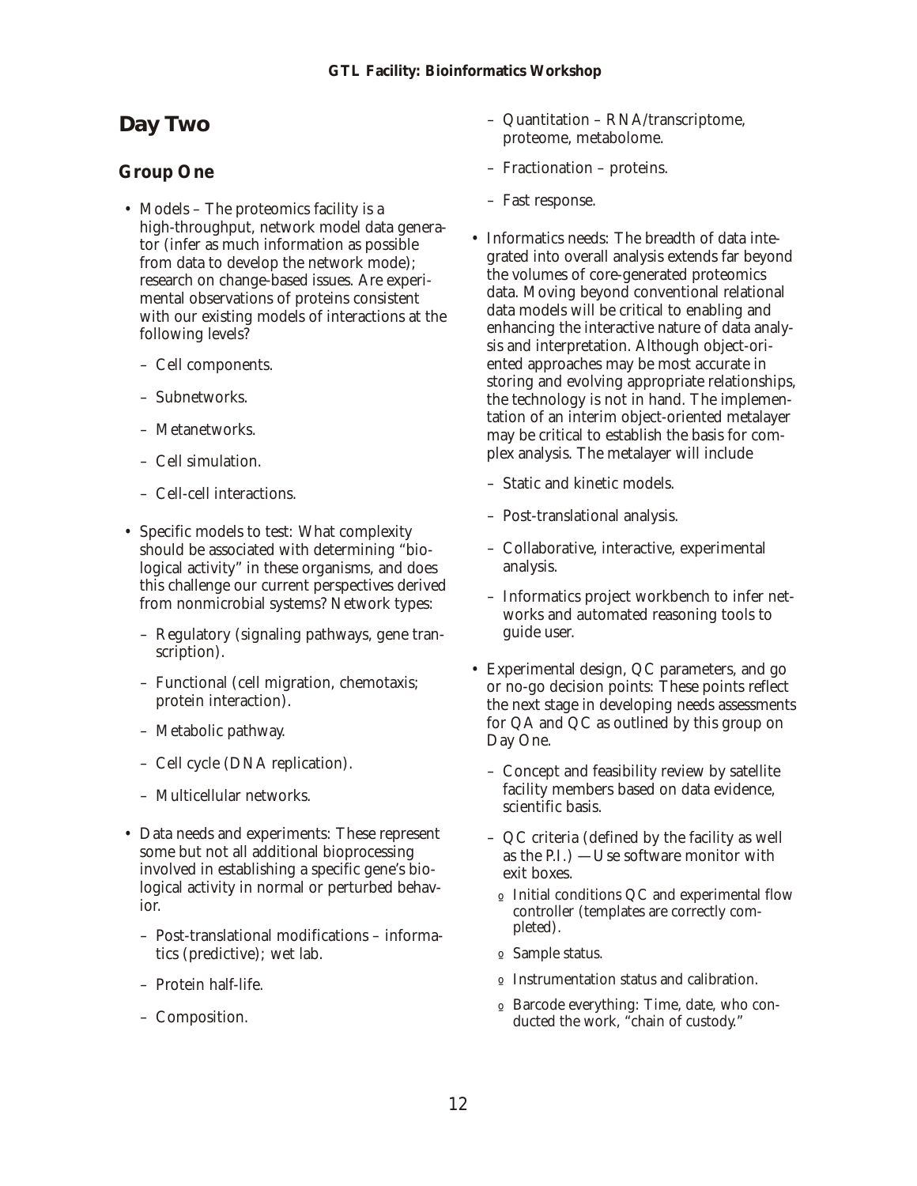## Day Two

### Group One

- Models – The proteomics facility is a high-throughput, network model data generator (infer as much information as possible from data to develop the network mode); research on change-based issues. Are experimental observations of proteins consistent with our existing models of interactions at the following levels?
  - Cell components.
  - Subnetworks.
  - Metanetworks.
  - Cell simulation.
  - Cell-cell interactions.
- Specific models to test: What complexity should be associated with determining "biological activity" in these organisms, and does this challenge our current perspectives derived from nonmicrobial systems? Network types:
  - Regulatory (signaling pathways, gene transcription).
  - Functional (cell migration, chemotaxis; protein interaction).
  - Metabolic pathway.
  - Cell cycle (DNA replication).
  - Multicellular networks.
- Data needs and experiments: These represent some but not all additional bioprocessing involved in establishing a specific gene's biological activity in normal or perturbed behavior.
  - Post-translational modifications – informatics (predictive); wet lab.
  - Protein half-life.
  - Composition.
  - Quantitation – RNA/transcriptome, proteome, metabolome.
  - Fractionation – proteins.
  - Fast response.
- Informatics needs: The breadth of data integrated into overall analysis extends far beyond the volumes of core-generated proteomics data. Moving beyond conventional relational data models will be critical to enabling and enhancing the interactive nature of data analysis and interpretation. Although object-oriented approaches may be most accurate in storing and evolving appropriate relationships, the technology is not in hand. The implementation of an interim object-oriented metalayer may be critical to establish the basis for complex analysis. The metalayer will include
  - Static and kinetic models.
  - Post-translational analysis.
  - Collaborative, interactive, experimental analysis.
  - Informatics project workbench to infer networks and automated reasoning tools to guide user.
- Experimental design, QC parameters, and go or no-go decision points: These points reflect the next stage in developing needs assessments for QA and QC as outlined by this group on Day One.
  - Concept and feasibility review by satellite facility members based on data evidence, scientific basis.
  - QC criteria (defined by the facility as well as the P.I.) — Use software monitor with exit boxes.
    - Initial conditions QC and experimental flow controller (templates are correctly completed).
    - Sample status.
    - Instrumentation status and calibration.
    - Barcode everything: Time, date, who conducted the work, "chain of custody."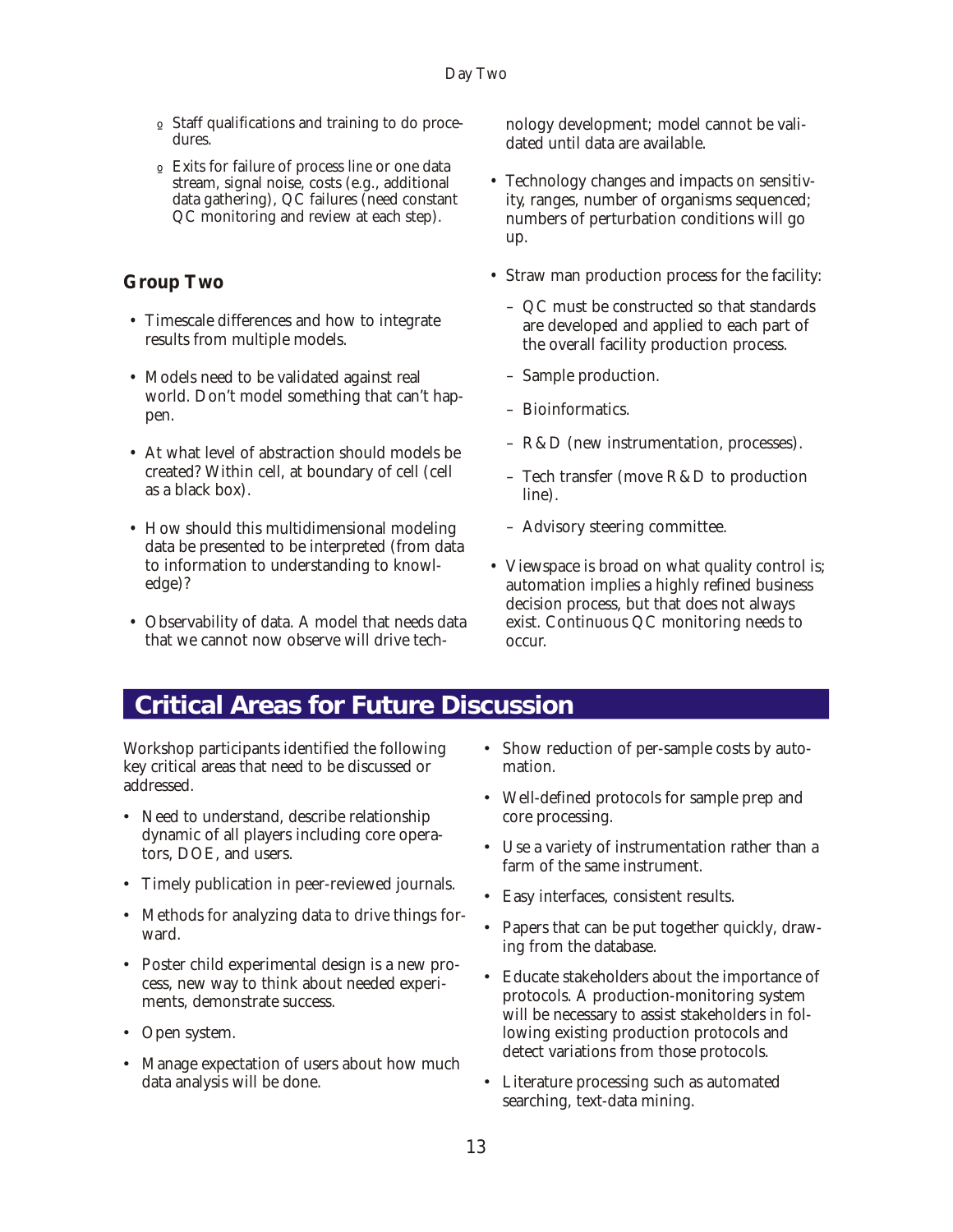- Staff qualifications and training to do procedures.
- Exits for failure of process line or one data stream, signal noise, costs (e.g., additional data gathering), QC failures (need constant QC monitoring and review at each step).

### Group Two

- Timescale differences and how to integrate results from multiple models.
- Models need to be validated against real world. Don't model something that can't happen.
- At what level of abstraction should models be created? Within cell, at boundary of cell (cell as a black box).
- How should this multidimensional modeling data be presented to be interpreted (from data to information to understanding to knowledge)?
- Observability of data. A model that needs data that we cannot now observe will drive technology development; model cannot be validated until data are available.
- Technology changes and impacts on sensitivity, ranges, number of organisms sequenced; numbers of perturbation conditions will go up.
- Straw man production process for the facility:
  - QC must be constructed so that standards are developed and applied to each part of the overall facility production process.
  - Sample production.
  - Bioinformatics.
  - R&D (new instrumentation, processes).
  - Tech transfer (move R&D to production line).
  - Advisory steering committee.
- Viewspace is broad on what quality control is; automation implies a highly refined business decision process, but that does not always exist. Continuous QC monitoring needs to occur.

## Critical Areas for Future Discussion

Workshop participants identified the following key critical areas that need to be discussed or addressed.

- Need to understand, describe relationship dynamic of all players including core operators, DOE, and users.
- Timely publication in peer-reviewed journals.
- Methods for analyzing data to drive things forward.
- Poster child experimental design is a new process, new way to think about needed experiments, demonstrate success.
- Open system.
- Manage expectation of users about how much data analysis will be done.
- Show reduction of per-sample costs by automation.
- Well-defined protocols for sample prep and core processing.
- Use a variety of instrumentation rather than a farm of the same instrument.
- Easy interfaces, consistent results.
- Papers that can be put together quickly, drawing from the database.
- Educate stakeholders about the importance of protocols. A production-monitoring system will be necessary to assist stakeholders in following existing production protocols and detect variations from those protocols.
- Literature processing such as automated searching, text-data mining.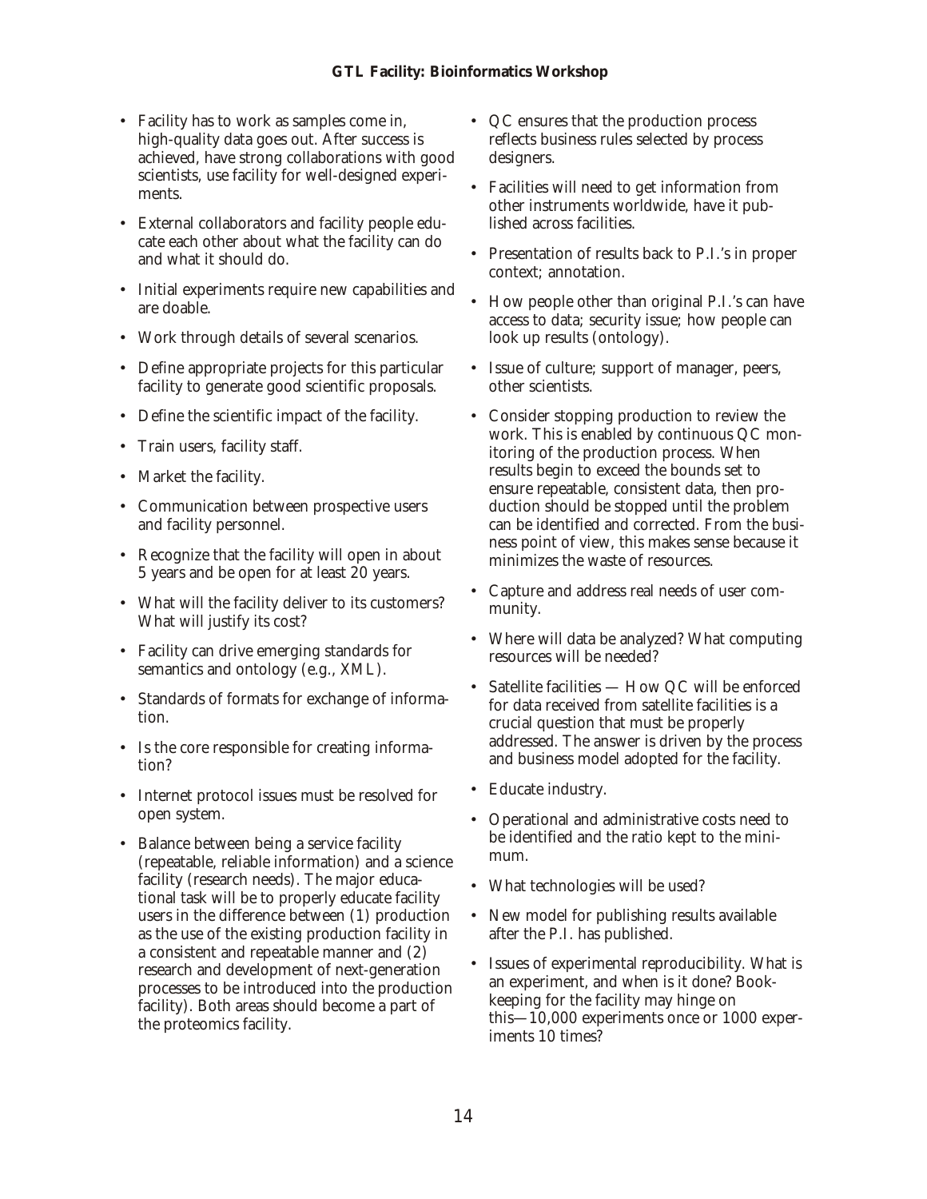- Facility has to work as samples come in, high-quality data goes out. After success is achieved, have strong collaborations with good scientists, use facility for well-designed experiments.
- External collaborators and facility people educate each other about what the facility can do and what it should do.
- Initial experiments require new capabilities and are doable.
- Work through details of several scenarios.
- Define appropriate projects for this particular facility to generate good scientific proposals.
- Define the scientific impact of the facility.
- Train users, facility staff.
- Market the facility.
- Communication between prospective users and facility personnel.
- Recognize that the facility will open in about 5 years and be open for at least 20 years.
- What will the facility deliver to its customers? What will justify its cost?
- Facility can drive emerging standards for semantics and ontology (e.g., XML).
- Standards of formats for exchange of information.
- Is the core responsible for creating information?
- Internet protocol issues must be resolved for open system.
- Balance between being a service facility (repeatable, reliable information) and a science facility (research needs). The major educational task will be to properly educate facility users in the difference between (1) production as the use of the existing production facility in a consistent and repeatable manner and (2) research and development of next-generation processes to be introduced into the production facility). Both areas should become a part of the proteomics facility.
- QC ensures that the production process reflects business rules selected by process designers.
- Facilities will need to get information from other instruments worldwide, have it published across facilities.
- Presentation of results back to P.I.'s in proper context; annotation.
- How people other than original P.I.'s can have access to data; security issue; how people can look up results (ontology).
- Issue of culture; support of manager, peers, other scientists.
- Consider stopping production to review the work. This is enabled by continuous QC monitoring of the production process. When results begin to exceed the bounds set to ensure repeatable, consistent data, then production should be stopped until the problem can be identified and corrected. From the business point of view, this makes sense because it minimizes the waste of resources.
- Capture and address real needs of user community.
- Where will data be analyzed? What computing resources will be needed?
- Satellite facilities — How QC will be enforced for data received from satellite facilities is a crucial question that must be properly addressed. The answer is driven by the process and business model adopted for the facility.
- Educate industry.
- Operational and administrative costs need to be identified and the ratio kept to the minimum.
- What technologies will be used?
- New model for publishing results available after the P.I. has published.
- Issues of experimental reproducibility. What is an experiment, and when is it done? Bookkeeping for the facility may hinge on this—10,000 experiments once or 1000 experiments 10 times?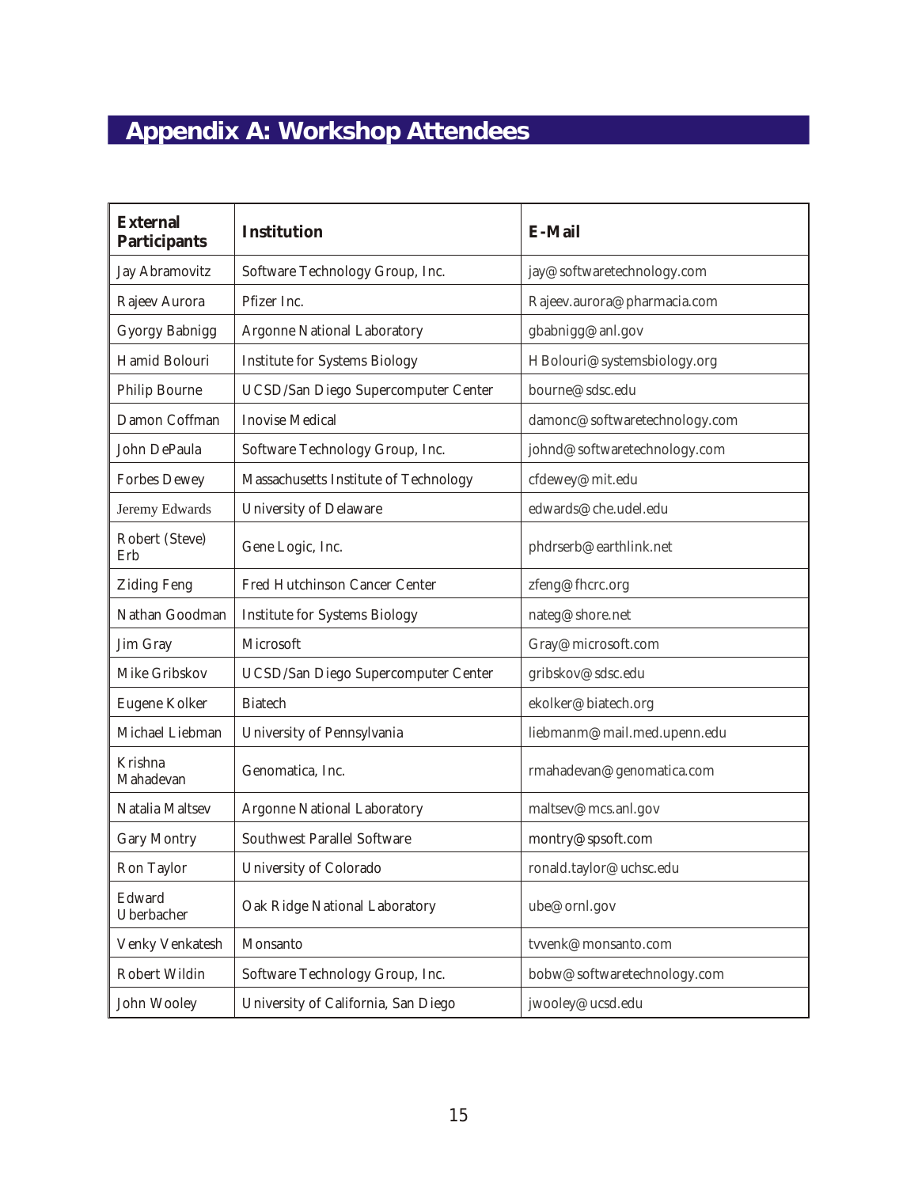# Appendix A: Workshop Attendees

| External Participants | Institution | E-Mail |
|---|---|---|
| Jay Abramovitz | Software Technology Group, Inc. | jay@softwaretechnology.com |
| Rajeev Aurora | Pfizer Inc. | Rajeev.aurora@pharmacia.com |
| Gyorgy Babnigg | Argonne National Laboratory | gbabnigg@anl.gov |
| Hamid Bolouri | Institute for Systems Biology | HBolouri@systemsbiology.org |
| Philip Bourne | UCSD/San Diego Supercomputer Center | bourne@sdsc.edu |
| Damon Coffman | Inovise Medical | damonc@softwaretechnology.com |
| John DePaula | Software Technology Group, Inc. | johnd@softwaretechnology.com |
| Forbes Dewey | Massachusetts Institute of Technology | cfdewey@mit.edu |
| Jeremy Edwards | University of Delaware | edwards@che.udel.edu |
| Robert (Steve) Erb | Gene Logic, Inc. | phdrserb@earthlink.net |
| Ziding Feng | Fred Hutchinson Cancer Center | zfeng@fhcrc.org |
| Nathan Goodman | Institute for Systems Biology | nateg@shore.net |
| Jim Gray | Microsoft | Gray@microsoft.com |
| Mike Gribskov | UCSD/San Diego Supercomputer Center | gribskov@sdsc.edu |
| Eugene Kolker | Biatech | ekolker@biatech.org |
| Michael Liebman | University of Pennsylvania | liebmanm@mail.med.upenn.edu |
| Krishna Mahadevan | Genomatica, Inc. | rmahadevan@genomatica.com |
| Natalia Maltsev | Argonne National Laboratory | maltsev@mcs.anl.gov |
| Gary Montry | Southwest Parallel Software | montry@spsoft.com |
| Ron Taylor | University of Colorado | ronald.taylor@uchsc.edu |
| Edward Uberbacher | Oak Ridge National Laboratory | ube@ornl.gov |
| Venky Venkatesh | Monsanto | tvvenk@monsanto.com |
| Robert Wildin | Software Technology Group, Inc. | bobw@softwaretechnology.com |
| John Wooley | University of California, San Diego | jwooley@ucsd.edu |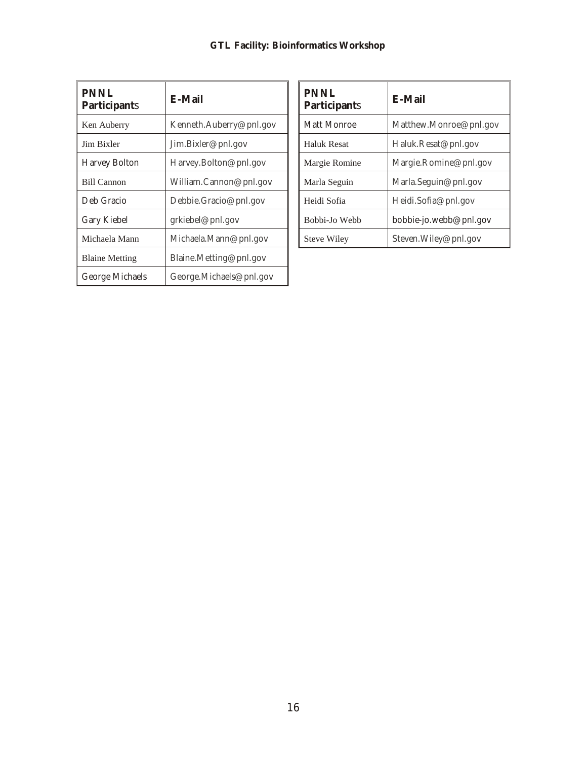| PNNL Participants | E-Mail |
| --- | --- |
| Ken Auberry | Kenneth.Auberry@pnl.gov |
| Jim Bixler | Jim.Bixler@pnl.gov |
| Harvey Bolton | Harvey.Bolton@pnl.gov |
| Bill Cannon | William.Cannon@pnl.gov |
| Deb Gracio | Debbie.Gracio@pnl.gov |
| Gary Kiebel | grkiebel@pnl.gov |
| Michaela Mann | Michaela.Mann@pnl.gov |
| Blaine Metting | Blaine.Metting@pnl.gov |
| George Michaels | George.Michaels@pnl.gov |

| PNNL Participants | E-Mail |
| --- | --- |
| Matt Monroe | Matthew.Monroe@pnl.gov |
| Haluk Resat | Haluk.Resat@pnl.gov |
| Margie Romine | Margie.Romine@pnl.gov |
| Marla Seguin | Marla.Seguin@pnl.gov |
| Heidi Sofia | Heidi.Sofia@pnl.gov |
| Bobbi-Jo Webb | bobbie-jo.webb@pnl.gov |
| Steve Wiley | Steven.Wiley@pnl.gov |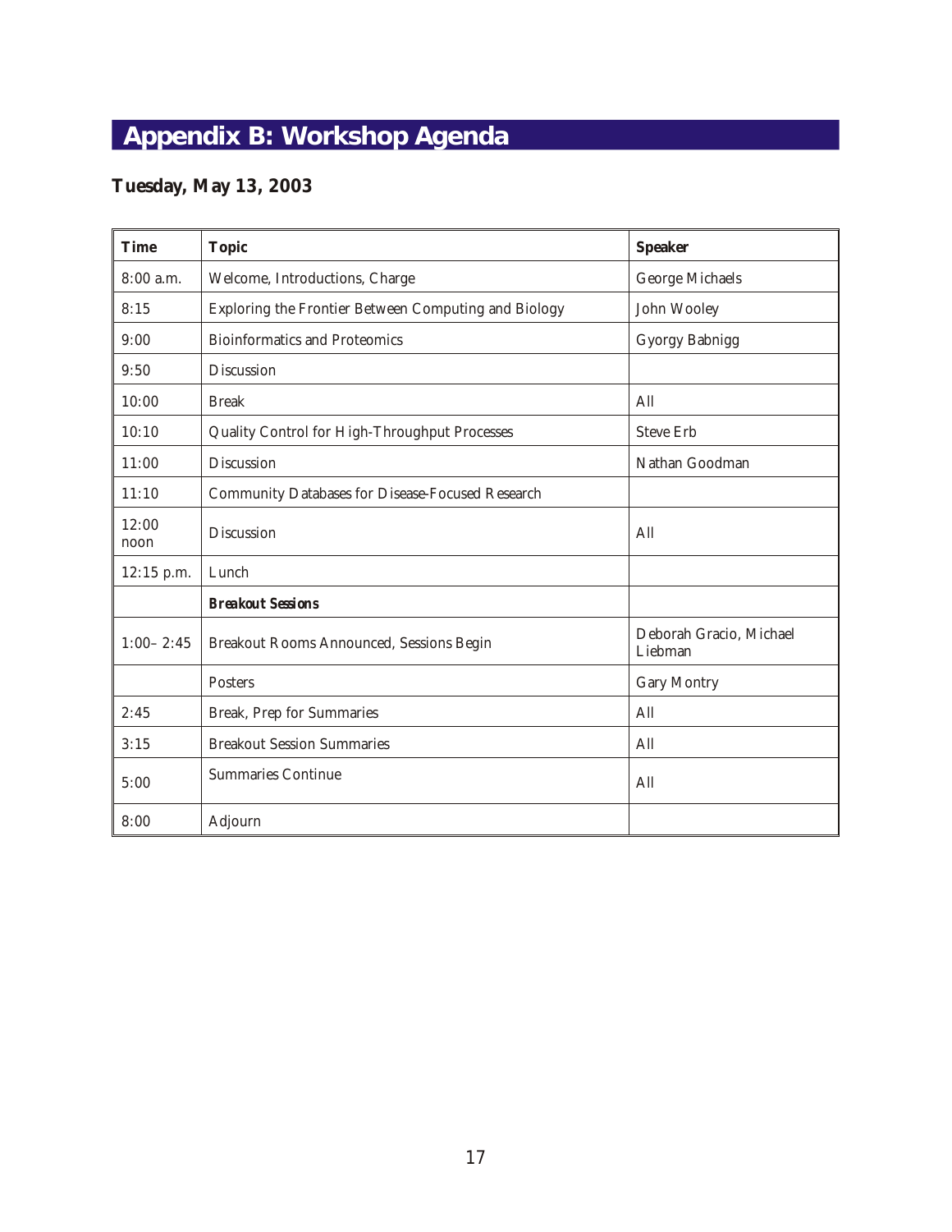# Appendix B: Workshop Agenda

## Tuesday, May 13, 2003

| Time | Topic | Speaker |
|---|---|---|
| 8:00 a.m. | Welcome, Introductions, Charge | George Michaels |
| 8:15 | Exploring the Frontier Between Computing and Biology | John Wooley |
| 9:00 | Bioinformatics and Proteomics | Gyorgy Babnigg |
| 9:50 | Discussion | |
| 10:00 | Break | All |
| 10:10 | Quality Control for High-Throughput Processes | Steve Erb |
| 11:00 | Discussion | Nathan Goodman |
| 11:10 | Community Databases for Disease-Focused Research | |
| 12:00 noon | Discussion | All |
| 12:15 p.m. | Lunch | |
| | ***Breakout Sessions*** | |
| 1:00– 2:45 | Breakout Rooms Announced, Sessions Begin | Deborah Gracio, Michael Liebman |
| | Posters | Gary Montry |
| 2:45 | Break, Prep for Summaries | All |
| 3:15 | Breakout Session Summaries | All |
| 5:00 | Summaries Continue | All |
| 8:00 | Adjourn | |